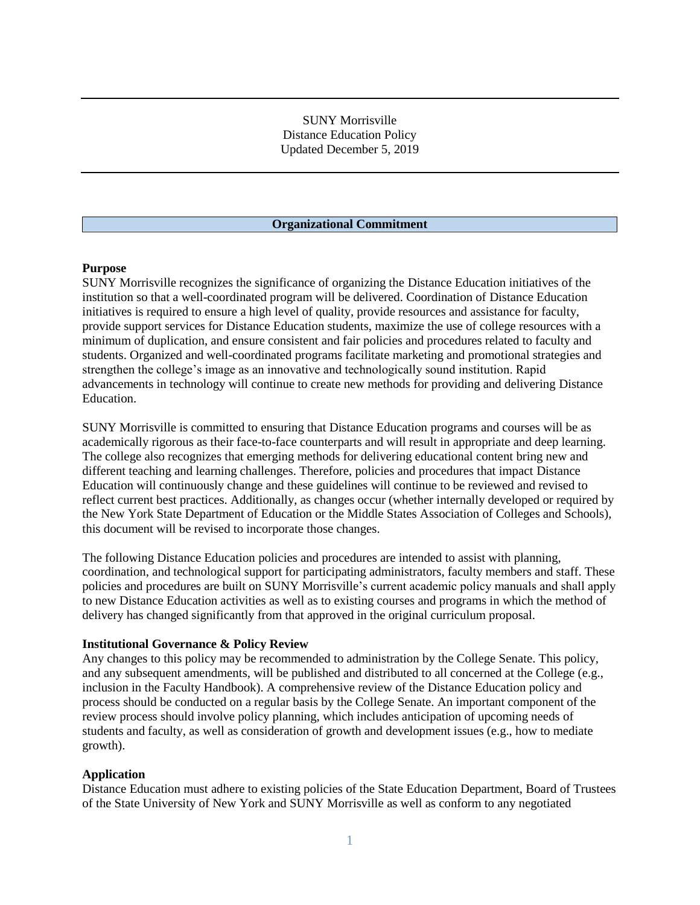# SUNY Morrisville
# Distance Education Policy
Updated December 5, 2019

## Organizational Commitment

### Purpose

SUNY Morrisville recognizes the significance of organizing the Distance Education initiatives of the institution so that a well-coordinated program will be delivered. Coordination of Distance Education initiatives is required to ensure a high level of quality, provide resources and assistance for faculty, provide support services for Distance Education students, maximize the use of college resources with a minimum of duplication, and ensure consistent and fair policies and procedures related to faculty and students. Organized and well-coordinated programs facilitate marketing and promotional strategies and strengthen the college's image as an innovative and technologically sound institution. Rapid advancements in technology will continue to create new methods for providing and delivering Distance Education.

SUNY Morrisville is committed to ensuring that Distance Education programs and courses will be as academically rigorous as their face-to-face counterparts and will result in appropriate and deep learning. The college also recognizes that emerging methods for delivering educational content bring new and different teaching and learning challenges. Therefore, policies and procedures that impact Distance Education will continuously change and these guidelines will continue to be reviewed and revised to reflect current best practices. Additionally, as changes occur (whether internally developed or required by the New York State Department of Education or the Middle States Association of Colleges and Schools), this document will be revised to incorporate those changes.

The following Distance Education policies and procedures are intended to assist with planning, coordination, and technological support for participating administrators, faculty members and staff. These policies and procedures are built on SUNY Morrisville's current academic policy manuals and shall apply to new Distance Education activities as well as to existing courses and programs in which the method of delivery has changed significantly from that approved in the original curriculum proposal.

### Institutional Governance & Policy Review

Any changes to this policy may be recommended to administration by the College Senate. This policy, and any subsequent amendments, will be published and distributed to all concerned at the College (e.g., inclusion in the Faculty Handbook). A comprehensive review of the Distance Education policy and process should be conducted on a regular basis by the College Senate. An important component of the review process should involve policy planning, which includes anticipation of upcoming needs of students and faculty, as well as consideration of growth and development issues (e.g., how to mediate growth).

### Application

Distance Education must adhere to existing policies of the State Education Department, Board of Trustees of the State University of New York and SUNY Morrisville as well as conform to any negotiated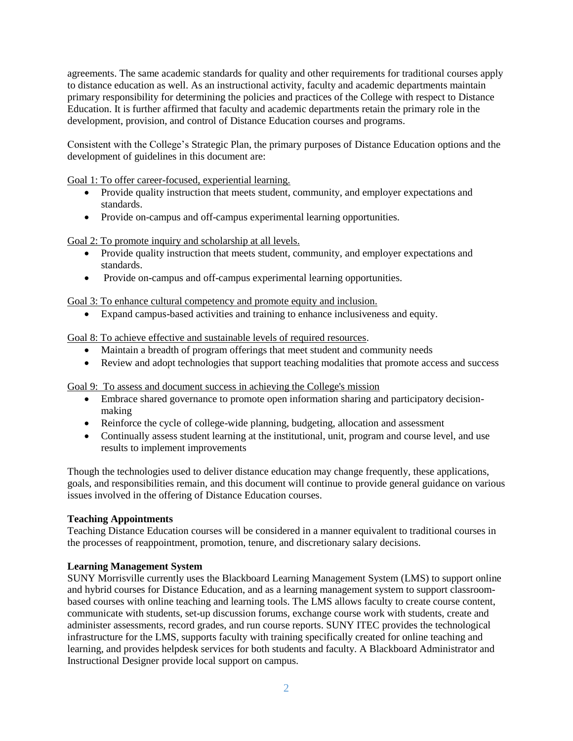agreements. The same academic standards for quality and other requirements for traditional courses apply to distance education as well. As an instructional activity, faculty and academic departments maintain primary responsibility for determining the policies and practices of the College with respect to Distance Education. It is further affirmed that faculty and academic departments retain the primary role in the development, provision, and control of Distance Education courses and programs.

Consistent with the College's Strategic Plan, the primary purposes of Distance Education options and the development of guidelines in this document are:

Goal 1: To offer career-focused, experiential learning.

- Provide quality instruction that meets student, community, and employer expectations and standards.
- Provide on-campus and off-campus experimental learning opportunities.

Goal 2: To promote inquiry and scholarship at all levels.

- Provide quality instruction that meets student, community, and employer expectations and standards.
- Provide on-campus and off-campus experimental learning opportunities.

Goal 3: To enhance cultural competency and promote equity and inclusion.

- Expand campus-based activities and training to enhance inclusiveness and equity.

Goal 8: To achieve effective and sustainable levels of required resources.

- Maintain a breadth of program offerings that meet student and community needs
- Review and adopt technologies that support teaching modalities that promote access and success

Goal 9: To assess and document success in achieving the College's mission

- Embrace shared governance to promote open information sharing and participatory decision-making
- Reinforce the cycle of college-wide planning, budgeting, allocation and assessment
- Continually assess student learning at the institutional, unit, program and course level, and use results to implement improvements

Though the technologies used to deliver distance education may change frequently, these applications, goals, and responsibilities remain, and this document will continue to provide general guidance on various issues involved in the offering of Distance Education courses.

**Teaching Appointments**

Teaching Distance Education courses will be considered in a manner equivalent to traditional courses in the processes of reappointment, promotion, tenure, and discretionary salary decisions.

**Learning Management System**

SUNY Morrisville currently uses the Blackboard Learning Management System (LMS) to support online and hybrid courses for Distance Education, and as a learning management system to support classroom-based courses with online teaching and learning tools. The LMS allows faculty to create course content, communicate with students, set-up discussion forums, exchange course work with students, create and administer assessments, record grades, and run course reports. SUNY ITEC provides the technological infrastructure for the LMS, supports faculty with training specifically created for online teaching and learning, and provides helpdesk services for both students and faculty. A Blackboard Administrator and Instructional Designer provide local support on campus.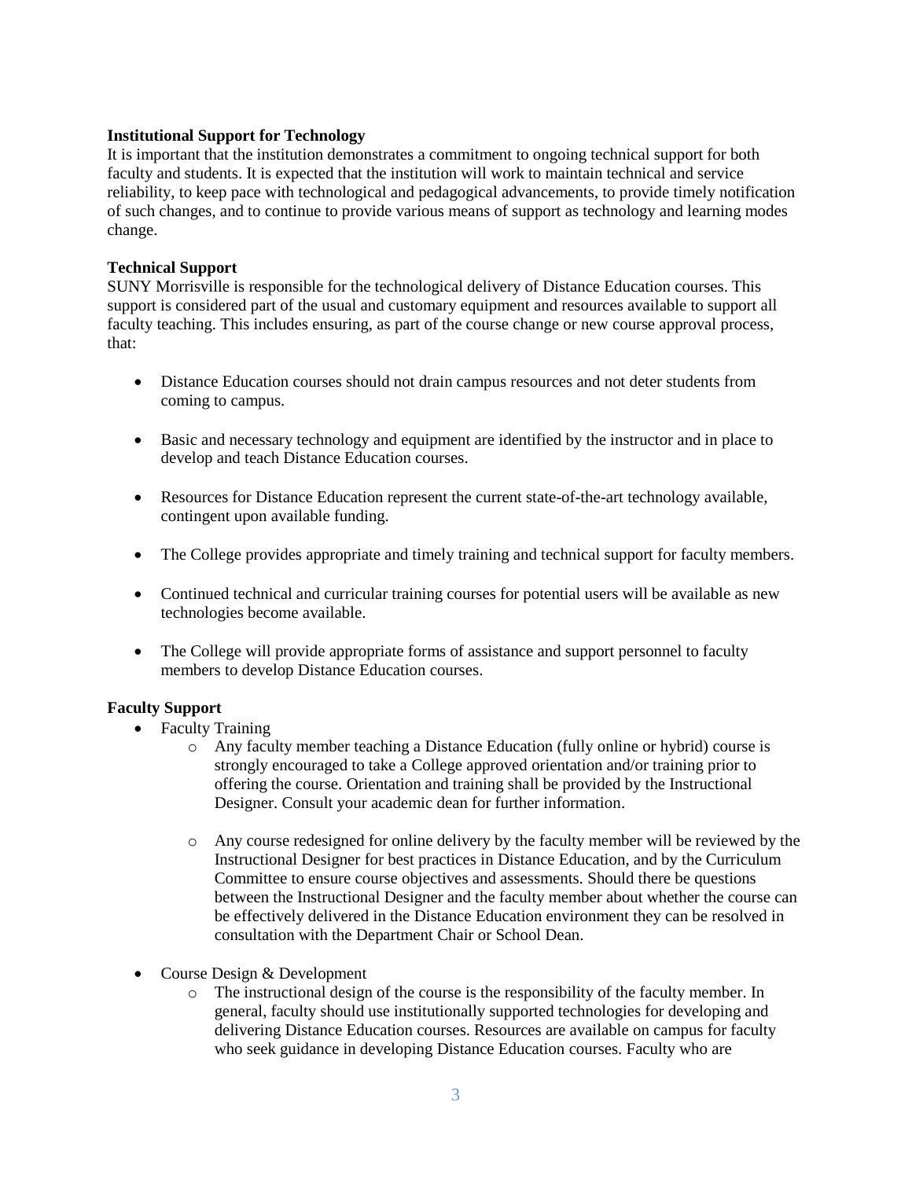**Institutional Support for Technology**

It is important that the institution demonstrates a commitment to ongoing technical support for both faculty and students. It is expected that the institution will work to maintain technical and service reliability, to keep pace with technological and pedagogical advancements, to provide timely notification of such changes, and to continue to provide various means of support as technology and learning modes change.

**Technical Support**

SUNY Morrisville is responsible for the technological delivery of Distance Education courses. This support is considered part of the usual and customary equipment and resources available to support all faculty teaching. This includes ensuring, as part of the course change or new course approval process, that:

- Distance Education courses should not drain campus resources and not deter students from coming to campus.
- Basic and necessary technology and equipment are identified by the instructor and in place to develop and teach Distance Education courses.
- Resources for Distance Education represent the current state-of-the-art technology available, contingent upon available funding.
- The College provides appropriate and timely training and technical support for faculty members.
- Continued technical and curricular training courses for potential users will be available as new technologies become available.
- The College will provide appropriate forms of assistance and support personnel to faculty members to develop Distance Education courses.

**Faculty Support**

- Faculty Training
    - Any faculty member teaching a Distance Education (fully online or hybrid) course is strongly encouraged to take a College approved orientation and/or training prior to offering the course. Orientation and training shall be provided by the Instructional Designer. Consult your academic dean for further information.
    - Any course redesigned for online delivery by the faculty member will be reviewed by the Instructional Designer for best practices in Distance Education, and by the Curriculum Committee to ensure course objectives and assessments. Should there be questions between the Instructional Designer and the faculty member about whether the course can be effectively delivered in the Distance Education environment they can be resolved in consultation with the Department Chair or School Dean.
- Course Design & Development
    - The instructional design of the course is the responsibility of the faculty member. In general, faculty should use institutionally supported technologies for developing and delivering Distance Education courses. Resources are available on campus for faculty who seek guidance in developing Distance Education courses. Faculty who are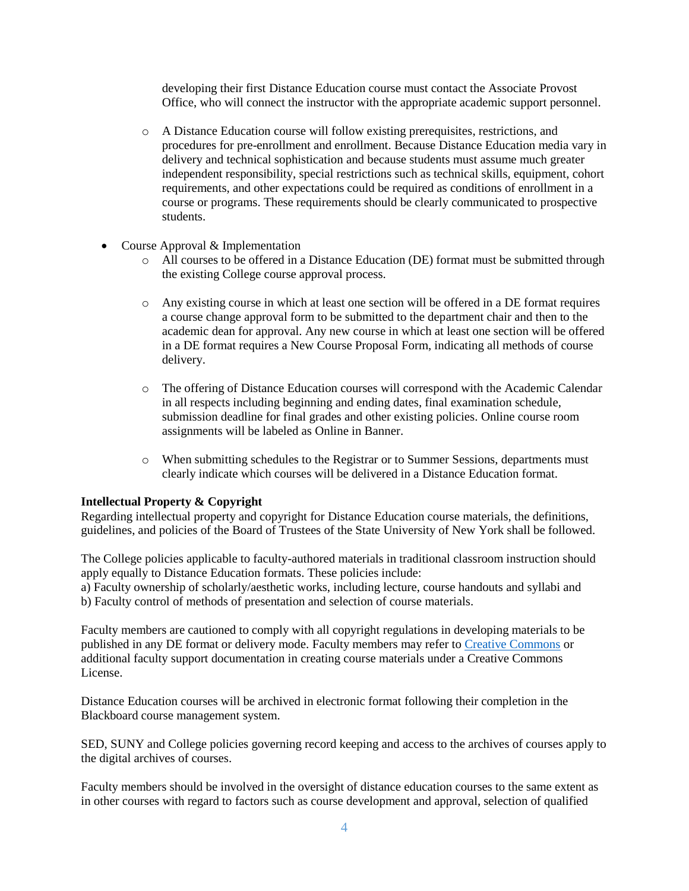developing their first Distance Education course must contact the Associate Provost Office, who will connect the instructor with the appropriate academic support personnel.

  - A Distance Education course will follow existing prerequisites, restrictions, and procedures for pre-enrollment and enrollment. Because Distance Education media vary in delivery and technical sophistication and because students must assume much greater independent responsibility, special restrictions such as technical skills, equipment, cohort requirements, and other expectations could be required as conditions of enrollment in a course or programs. These requirements should be clearly communicated to prospective students.

- Course Approval & Implementation
  - All courses to be offered in a Distance Education (DE) format must be submitted through the existing College course approval process.
  - Any existing course in which at least one section will be offered in a DE format requires a course change approval form to be submitted to the department chair and then to the academic dean for approval. Any new course in which at least one section will be offered in a DE format requires a New Course Proposal Form, indicating all methods of course delivery.
  - The offering of Distance Education courses will correspond with the Academic Calendar in all respects including beginning and ending dates, final examination schedule, submission deadline for final grades and other existing policies. Online course room assignments will be labeled as Online in Banner.
  - When submitting schedules to the Registrar or to Summer Sessions, departments must clearly indicate which courses will be delivered in a Distance Education format.

**Intellectual Property & Copyright**

Regarding intellectual property and copyright for Distance Education course materials, the definitions, guidelines, and policies of the Board of Trustees of the State University of New York shall be followed.

The College policies applicable to faculty-authored materials in traditional classroom instruction should apply equally to Distance Education formats. These policies include:
a) Faculty ownership of scholarly/aesthetic works, including lecture, course handouts and syllabi and
b) Faculty control of methods of presentation and selection of course materials.

Faculty members are cautioned to comply with all copyright regulations in developing materials to be published in any DE format or delivery mode. Faculty members may refer to Creative Commons or additional faculty support documentation in creating course materials under a Creative Commons License.

Distance Education courses will be archived in electronic format following their completion in the Blackboard course management system.

SED, SUNY and College policies governing record keeping and access to the archives of courses apply to the digital archives of courses.

Faculty members should be involved in the oversight of distance education courses to the same extent as in other courses with regard to factors such as course development and approval, selection of qualified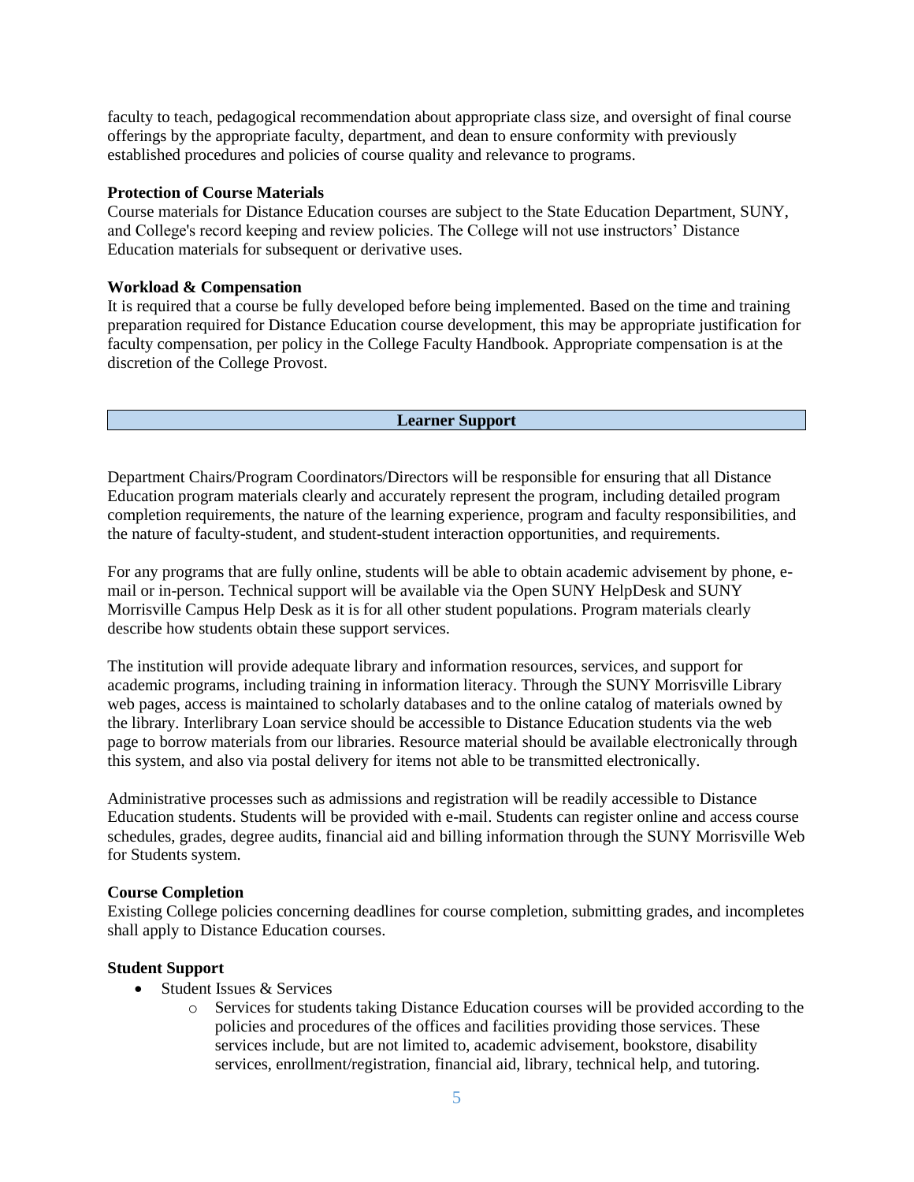faculty to teach, pedagogical recommendation about appropriate class size, and oversight of final course offerings by the appropriate faculty, department, and dean to ensure conformity with previously established procedures and policies of course quality and relevance to programs.

**Protection of Course Materials**
Course materials for Distance Education courses are subject to the State Education Department, SUNY, and College's record keeping and review policies. The College will not use instructors' Distance Education materials for subsequent or derivative uses.

**Workload & Compensation**
It is required that a course be fully developed before being implemented. Based on the time and training preparation required for Distance Education course development, this may be appropriate justification for faculty compensation, per policy in the College Faculty Handbook. Appropriate compensation is at the discretion of the College Provost.

## Learner Support

Department Chairs/Program Coordinators/Directors will be responsible for ensuring that all Distance Education program materials clearly and accurately represent the program, including detailed program completion requirements, the nature of the learning experience, program and faculty responsibilities, and the nature of faculty-student, and student-student interaction opportunities, and requirements.

For any programs that are fully online, students will be able to obtain academic advisement by phone, e-mail or in-person. Technical support will be available via the Open SUNY HelpDesk and SUNY Morrisville Campus Help Desk as it is for all other student populations. Program materials clearly describe how students obtain these support services.

The institution will provide adequate library and information resources, services, and support for academic programs, including training in information literacy. Through the SUNY Morrisville Library web pages, access is maintained to scholarly databases and to the online catalog of materials owned by the library. Interlibrary Loan service should be accessible to Distance Education students via the web page to borrow materials from our libraries. Resource material should be available electronically through this system, and also via postal delivery for items not able to be transmitted electronically.

Administrative processes such as admissions and registration will be readily accessible to Distance Education students. Students will be provided with e-mail. Students can register online and access course schedules, grades, degree audits, financial aid and billing information through the SUNY Morrisville Web for Students system.

**Course Completion**
Existing College policies concerning deadlines for course completion, submitting grades, and incompletes shall apply to Distance Education courses.

**Student Support**

- Student Issues & Services
  - Services for students taking Distance Education courses will be provided according to the policies and procedures of the offices and facilities providing those services. These services include, but are not limited to, academic advisement, bookstore, disability services, enrollment/registration, financial aid, library, technical help, and tutoring.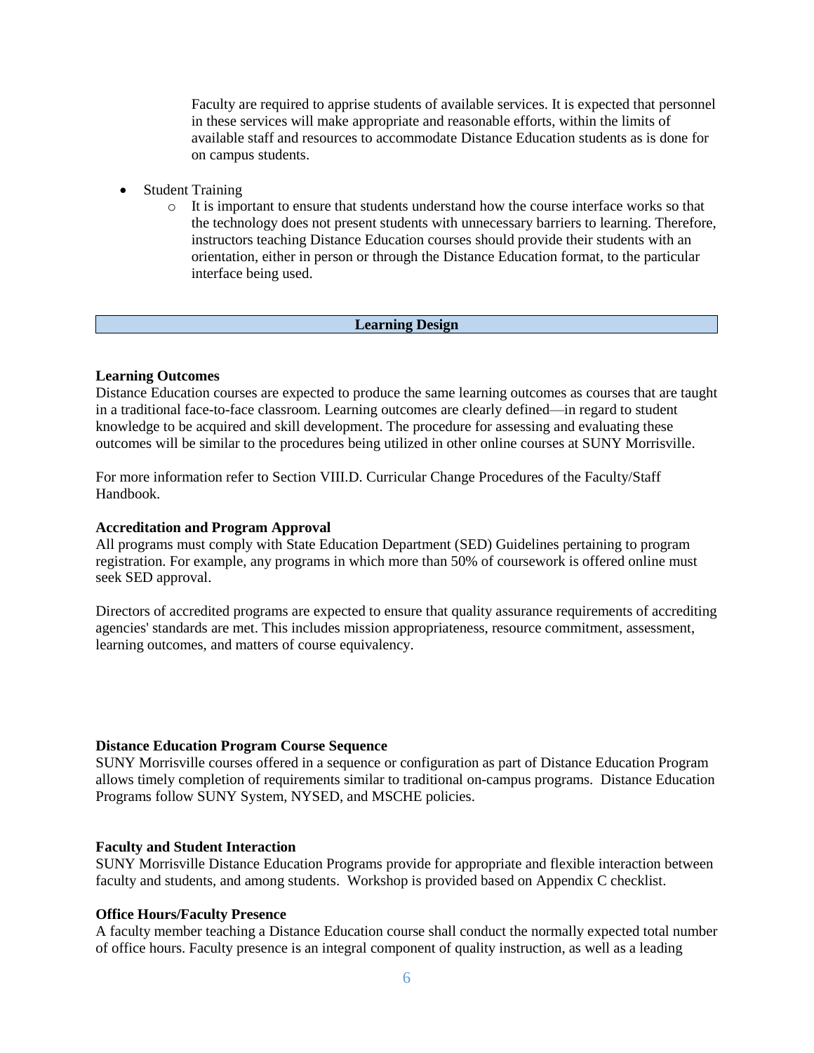Faculty are required to apprise students of available services. It is expected that personnel in these services will make appropriate and reasonable efforts, within the limits of available staff and resources to accommodate Distance Education students as is done for on campus students.

- Student Training
    - It is important to ensure that students understand how the course interface works so that the technology does not present students with unnecessary barriers to learning. Therefore, instructors teaching Distance Education courses should provide their students with an orientation, either in person or through the Distance Education format, to the particular interface being used.

## Learning Design

**Learning Outcomes**
Distance Education courses are expected to produce the same learning outcomes as courses that are taught in a traditional face-to-face classroom. Learning outcomes are clearly defined—in regard to student knowledge to be acquired and skill development. The procedure for assessing and evaluating these outcomes will be similar to the procedures being utilized in other online courses at SUNY Morrisville.

For more information refer to Section VIII.D. Curricular Change Procedures of the Faculty/Staff Handbook.

**Accreditation and Program Approval**
All programs must comply with State Education Department (SED) Guidelines pertaining to program registration. For example, any programs in which more than 50% of coursework is offered online must seek SED approval.

Directors of accredited programs are expected to ensure that quality assurance requirements of accrediting agencies' standards are met. This includes mission appropriateness, resource commitment, assessment, learning outcomes, and matters of course equivalency.

**Distance Education Program Course Sequence**
SUNY Morrisville courses offered in a sequence or configuration as part of Distance Education Program allows timely completion of requirements similar to traditional on-campus programs. Distance Education Programs follow SUNY System, NYSED, and MSCHE policies.

**Faculty and Student Interaction**
SUNY Morrisville Distance Education Programs provide for appropriate and flexible interaction between faculty and students, and among students. Workshop is provided based on Appendix C checklist.

**Office Hours/Faculty Presence**
A faculty member teaching a Distance Education course shall conduct the normally expected total number of office hours. Faculty presence is an integral component of quality instruction, as well as a leading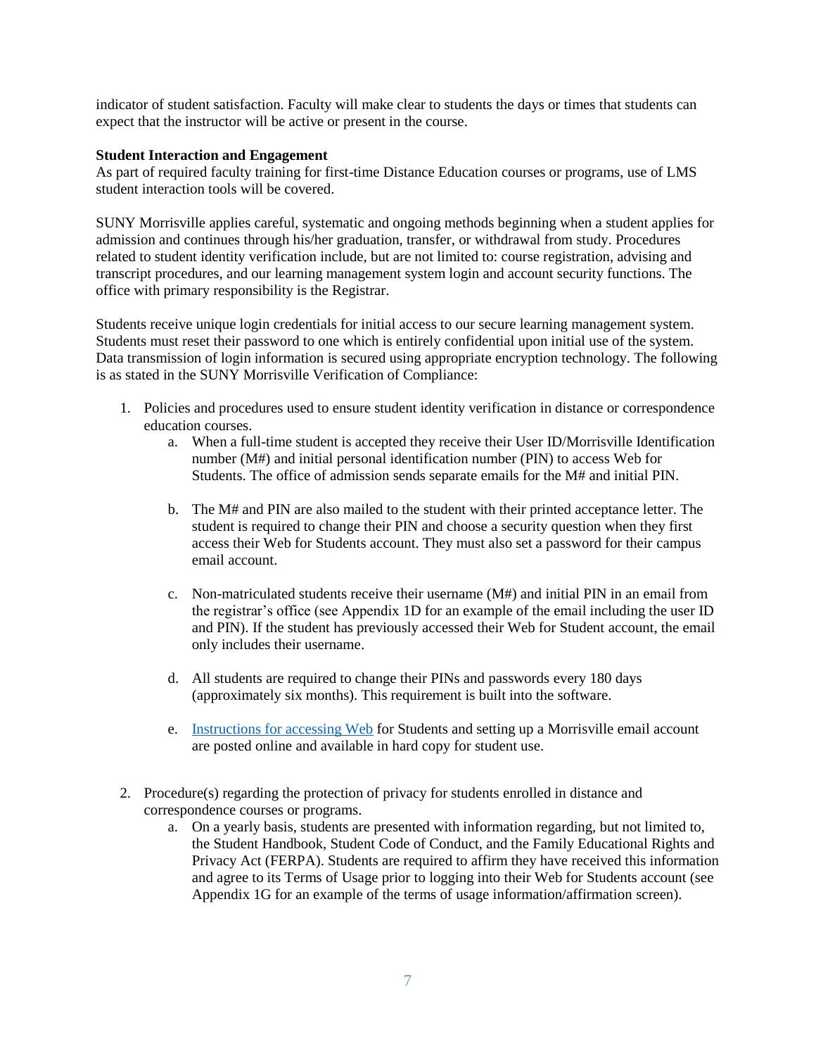indicator of student satisfaction. Faculty will make clear to students the days or times that students can expect that the instructor will be active or present in the course.

**Student Interaction and Engagement**

As part of required faculty training for first-time Distance Education courses or programs, use of LMS student interaction tools will be covered.

SUNY Morrisville applies careful, systematic and ongoing methods beginning when a student applies for admission and continues through his/her graduation, transfer, or withdrawal from study. Procedures related to student identity verification include, but are not limited to: course registration, advising and transcript procedures, and our learning management system login and account security functions. The office with primary responsibility is the Registrar.

Students receive unique login credentials for initial access to our secure learning management system. Students must reset their password to one which is entirely confidential upon initial use of the system. Data transmission of login information is secured using appropriate encryption technology. The following is as stated in the SUNY Morrisville Verification of Compliance:

1. Policies and procedures used to ensure student identity verification in distance or correspondence education courses.
   a. When a full-time student is accepted they receive their User ID/Morrisville Identification number (M#) and initial personal identification number (PIN) to access Web for Students. The office of admission sends separate emails for the M# and initial PIN.

   b. The M# and PIN are also mailed to the student with their printed acceptance letter. The student is required to change their PIN and choose a security question when they first access their Web for Students account. They must also set a password for their campus email account.

   c. Non-matriculated students receive their username (M#) and initial PIN in an email from the registrar's office (see Appendix 1D for an example of the email including the user ID and PIN). If the student has previously accessed their Web for Student account, the email only includes their username.

   d. All students are required to change their PINs and passwords every 180 days (approximately six months). This requirement is built into the software.

   e. Instructions for accessing Web for Students and setting up a Morrisville email account are posted online and available in hard copy for student use.

2. Procedure(s) regarding the protection of privacy for students enrolled in distance and correspondence courses or programs.
   a. On a yearly basis, students are presented with information regarding, but not limited to, the Student Handbook, Student Code of Conduct, and the Family Educational Rights and Privacy Act (FERPA). Students are required to affirm they have received this information and agree to its Terms of Usage prior to logging into their Web for Students account (see Appendix 1G for an example of the terms of usage information/affirmation screen).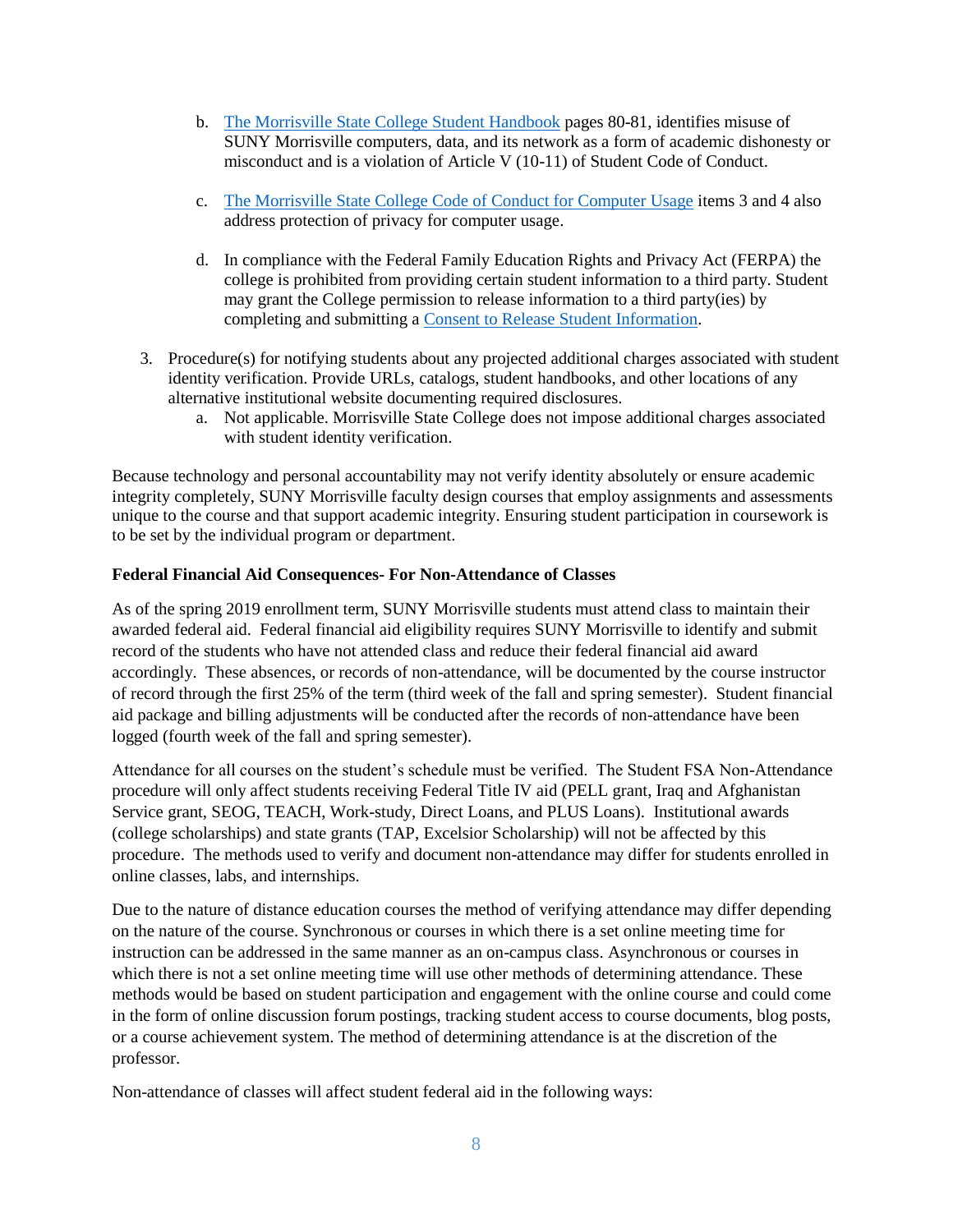b. [The Morrisville State College Student Handbook]() pages 80-81, identifies misuse of SUNY Morrisville computers, data, and its network as a form of academic dishonesty or misconduct and is a violation of Article V (10-11) of Student Code of Conduct.

   c. [The Morrisville State College Code of Conduct for Computer Usage]() items 3 and 4 also address protection of privacy for computer usage.

   d. In compliance with the Federal Family Education Rights and Privacy Act (FERPA) the college is prohibited from providing certain student information to a third party. Student may grant the College permission to release information to a third party(ies) by completing and submitting a [Consent to Release Student Information]().

3. Procedure(s) for notifying students about any projected additional charges associated with student identity verification. Provide URLs, catalogs, student handbooks, and other locations of any alternative institutional website documenting required disclosures.
   a. Not applicable. Morrisville State College does not impose additional charges associated with student identity verification.

Because technology and personal accountability may not verify identity absolutely or ensure academic integrity completely, SUNY Morrisville faculty design courses that employ assignments and assessments unique to the course and that support academic integrity. Ensuring student participation in coursework is to be set by the individual program or department.

**Federal Financial Aid Consequences- For Non-Attendance of Classes**

As of the spring 2019 enrollment term, SUNY Morrisville students must attend class to maintain their awarded federal aid. Federal financial aid eligibility requires SUNY Morrisville to identify and submit record of the students who have not attended class and reduce their federal financial aid award accordingly. These absences, or records of non-attendance, will be documented by the course instructor of record through the first 25% of the term (third week of the fall and spring semester). Student financial aid package and billing adjustments will be conducted after the records of non-attendance have been logged (fourth week of the fall and spring semester).

Attendance for all courses on the student's schedule must be verified. The Student FSA Non-Attendance procedure will only affect students receiving Federal Title IV aid (PELL grant, Iraq and Afghanistan Service grant, SEOG, TEACH, Work-study, Direct Loans, and PLUS Loans). Institutional awards (college scholarships) and state grants (TAP, Excelsior Scholarship) will not be affected by this procedure. The methods used to verify and document non-attendance may differ for students enrolled in online classes, labs, and internships.

Due to the nature of distance education courses the method of verifying attendance may differ depending on the nature of the course. Synchronous or courses in which there is a set online meeting time for instruction can be addressed in the same manner as an on-campus class. Asynchronous or courses in which there is not a set online meeting time will use other methods of determining attendance. These methods would be based on student participation and engagement with the online course and could come in the form of online discussion forum postings, tracking student access to course documents, blog posts, or a course achievement system. The method of determining attendance is at the discretion of the professor.

Non-attendance of classes will affect student federal aid in the following ways: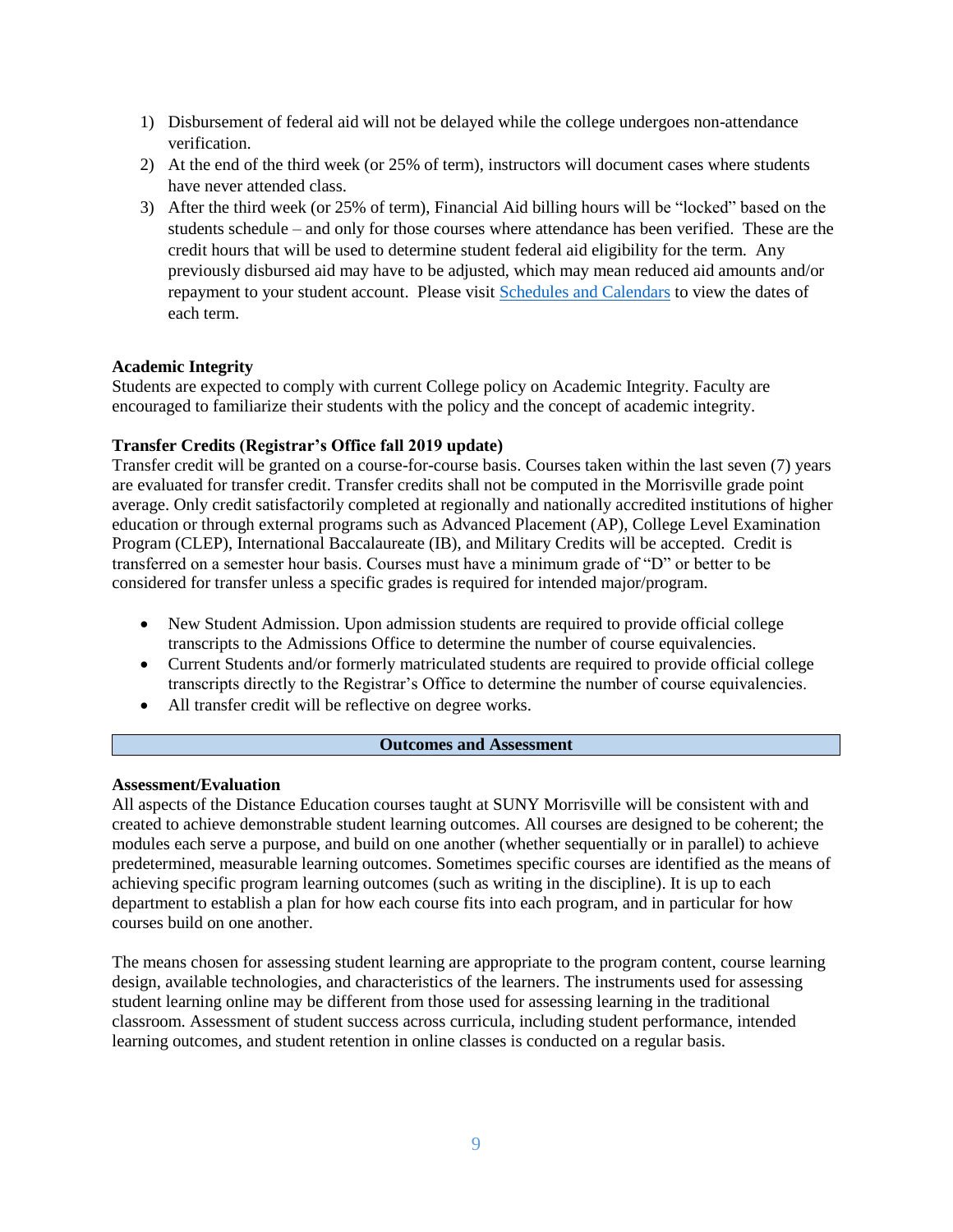1) Disbursement of federal aid will not be delayed while the college undergoes non-attendance verification.
2) At the end of the third week (or 25% of term), instructors will document cases where students have never attended class.
3) After the third week (or 25% of term), Financial Aid billing hours will be "locked" based on the students schedule – and only for those courses where attendance has been verified. These are the credit hours that will be used to determine student federal aid eligibility for the term. Any previously disbursed aid may have to be adjusted, which may mean reduced aid amounts and/or repayment to your student account. Please visit Schedules and Calendars to view the dates of each term.

**Academic Integrity**
Students are expected to comply with current College policy on Academic Integrity. Faculty are encouraged to familiarize their students with the policy and the concept of academic integrity.

**Transfer Credits (Registrar's Office fall 2019 update)**
Transfer credit will be granted on a course-for-course basis. Courses taken within the last seven (7) years are evaluated for transfer credit. Transfer credits shall not be computed in the Morrisville grade point average. Only credit satisfactorily completed at regionally and nationally accredited institutions of higher education or through external programs such as Advanced Placement (AP), College Level Examination Program (CLEP), International Baccalaureate (IB), and Military Credits will be accepted. Credit is transferred on a semester hour basis. Courses must have a minimum grade of "D" or better to be considered for transfer unless a specific grades is required for intended major/program.

- New Student Admission. Upon admission students are required to provide official college transcripts to the Admissions Office to determine the number of course equivalencies.
- Current Students and/or formerly matriculated students are required to provide official college transcripts directly to the Registrar's Office to determine the number of course equivalencies.
- All transfer credit will be reflective on degree works.

## Outcomes and Assessment

**Assessment/Evaluation**
All aspects of the Distance Education courses taught at SUNY Morrisville will be consistent with and created to achieve demonstrable student learning outcomes. All courses are designed to be coherent; the modules each serve a purpose, and build on one another (whether sequentially or in parallel) to achieve predetermined, measurable learning outcomes. Sometimes specific courses are identified as the means of achieving specific program learning outcomes (such as writing in the discipline). It is up to each department to establish a plan for how each course fits into each program, and in particular for how courses build on one another.

The means chosen for assessing student learning are appropriate to the program content, course learning design, available technologies, and characteristics of the learners. The instruments used for assessing student learning online may be different from those used for assessing learning in the traditional classroom. Assessment of student success across curricula, including student performance, intended learning outcomes, and student retention in online classes is conducted on a regular basis.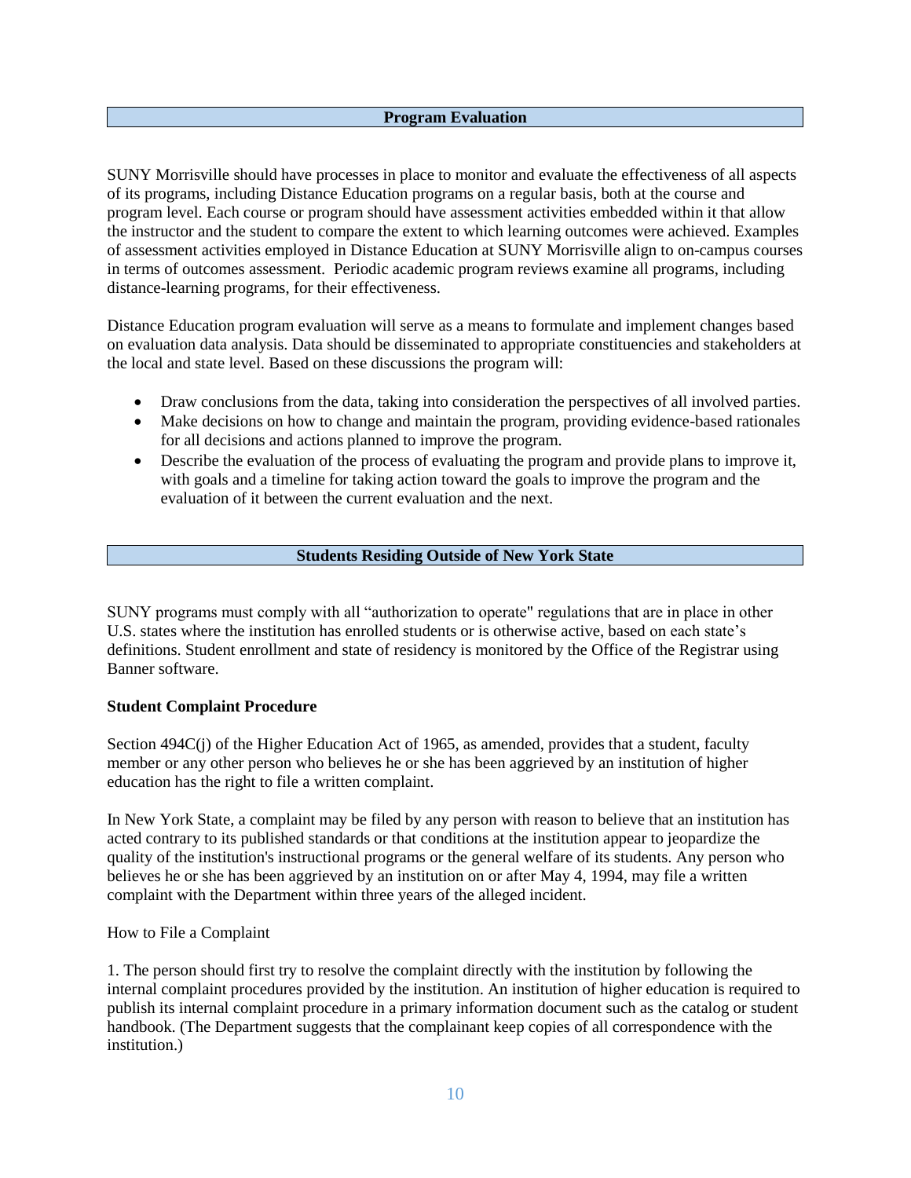## Program Evaluation

SUNY Morrisville should have processes in place to monitor and evaluate the effectiveness of all aspects of its programs, including Distance Education programs on a regular basis, both at the course and program level. Each course or program should have assessment activities embedded within it that allow the instructor and the student to compare the extent to which learning outcomes were achieved. Examples of assessment activities employed in Distance Education at SUNY Morrisville align to on-campus courses in terms of outcomes assessment. Periodic academic program reviews examine all programs, including distance-learning programs, for their effectiveness.

Distance Education program evaluation will serve as a means to formulate and implement changes based on evaluation data analysis. Data should be disseminated to appropriate constituencies and stakeholders at the local and state level. Based on these discussions the program will:

- Draw conclusions from the data, taking into consideration the perspectives of all involved parties.
- Make decisions on how to change and maintain the program, providing evidence-based rationales for all decisions and actions planned to improve the program.
- Describe the evaluation of the process of evaluating the program and provide plans to improve it, with goals and a timeline for taking action toward the goals to improve the program and the evaluation of it between the current evaluation and the next.

## Students Residing Outside of New York State

SUNY programs must comply with all "authorization to operate" regulations that are in place in other U.S. states where the institution has enrolled students or is otherwise active, based on each state's definitions. Student enrollment and state of residency is monitored by the Office of the Registrar using Banner software.

**Student Complaint Procedure**

Section 494C(j) of the Higher Education Act of 1965, as amended, provides that a student, faculty member or any other person who believes he or she has been aggrieved by an institution of higher education has the right to file a written complaint.

In New York State, a complaint may be filed by any person with reason to believe that an institution has acted contrary to its published standards or that conditions at the institution appear to jeopardize the quality of the institution's instructional programs or the general welfare of its students. Any person who believes he or she has been aggrieved by an institution on or after May 4, 1994, may file a written complaint with the Department within three years of the alleged incident.

How to File a Complaint

1. The person should first try to resolve the complaint directly with the institution by following the internal complaint procedures provided by the institution. An institution of higher education is required to publish its internal complaint procedure in a primary information document such as the catalog or student handbook. (The Department suggests that the complainant keep copies of all correspondence with the institution.)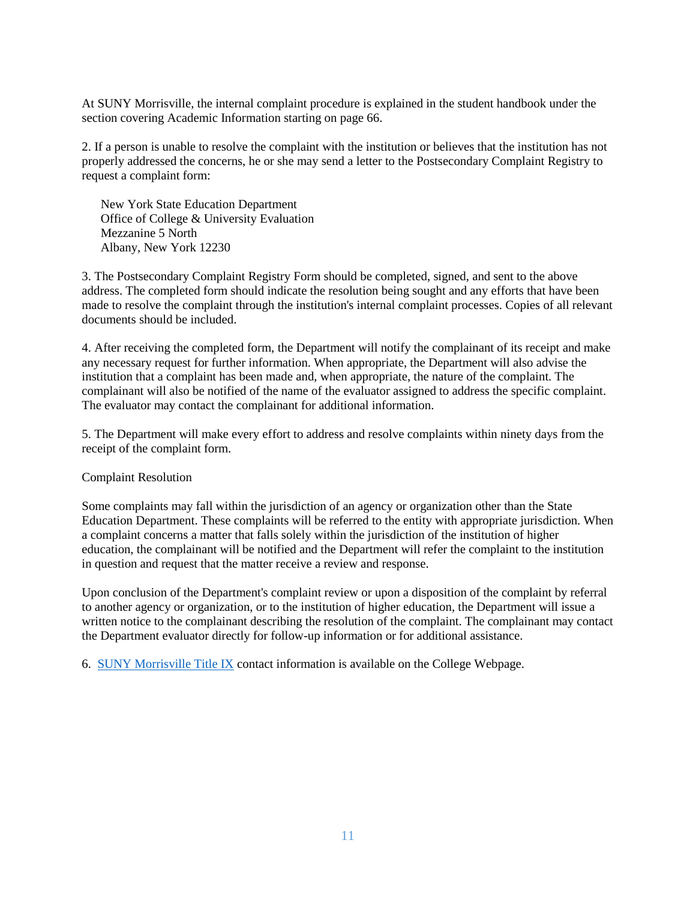At SUNY Morrisville, the internal complaint procedure is explained in the student handbook under the section covering Academic Information starting on page 66.

2. If a person is unable to resolve the complaint with the institution or believes that the institution has not properly addressed the concerns, he or she may send a letter to the Postsecondary Complaint Registry to request a complaint form:

New York State Education Department
Office of College & University Evaluation
Mezzanine 5 North
Albany, New York 12230

3. The Postsecondary Complaint Registry Form should be completed, signed, and sent to the above address. The completed form should indicate the resolution being sought and any efforts that have been made to resolve the complaint through the institution's internal complaint processes. Copies of all relevant documents should be included.

4. After receiving the completed form, the Department will notify the complainant of its receipt and make any necessary request for further information. When appropriate, the Department will also advise the institution that a complaint has been made and, when appropriate, the nature of the complaint. The complainant will also be notified of the name of the evaluator assigned to address the specific complaint. The evaluator may contact the complainant for additional information.

5. The Department will make every effort to address and resolve complaints within ninety days from the receipt of the complaint form.

Complaint Resolution

Some complaints may fall within the jurisdiction of an agency or organization other than the State Education Department. These complaints will be referred to the entity with appropriate jurisdiction. When a complaint concerns a matter that falls solely within the jurisdiction of the institution of higher education, the complainant will be notified and the Department will refer the complaint to the institution in question and request that the matter receive a review and response.

Upon conclusion of the Department's complaint review or upon a disposition of the complaint by referral to another agency or organization, or to the institution of higher education, the Department will issue a written notice to the complainant describing the resolution of the complaint. The complainant may contact the Department evaluator directly for follow-up information or for additional assistance.

6. SUNY Morrisville Title IX contact information is available on the College Webpage.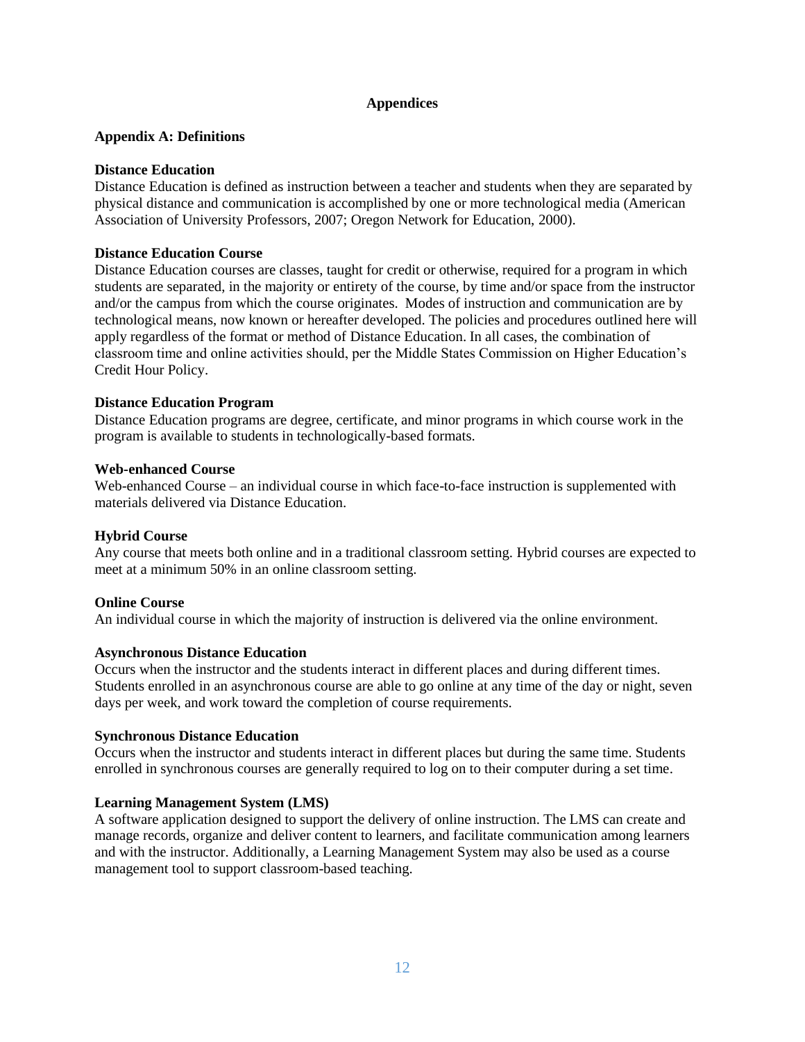# Appendices

## Appendix A: Definitions

### Distance Education

Distance Education is defined as instruction between a teacher and students when they are separated by physical distance and communication is accomplished by one or more technological media (American Association of University Professors, 2007; Oregon Network for Education, 2000).

### Distance Education Course

Distance Education courses are classes, taught for credit or otherwise, required for a program in which students are separated, in the majority or entirety of the course, by time and/or space from the instructor and/or the campus from which the course originates. Modes of instruction and communication are by technological means, now known or hereafter developed. The policies and procedures outlined here will apply regardless of the format or method of Distance Education. In all cases, the combination of classroom time and online activities should, per the Middle States Commission on Higher Education's Credit Hour Policy.

### Distance Education Program

Distance Education programs are degree, certificate, and minor programs in which course work in the program is available to students in technologically-based formats.

### Web-enhanced Course

Web-enhanced Course – an individual course in which face-to-face instruction is supplemented with materials delivered via Distance Education.

### Hybrid Course

Any course that meets both online and in a traditional classroom setting. Hybrid courses are expected to meet at a minimum 50% in an online classroom setting.

### Online Course

An individual course in which the majority of instruction is delivered via the online environment.

### Asynchronous Distance Education

Occurs when the instructor and the students interact in different places and during different times. Students enrolled in an asynchronous course are able to go online at any time of the day or night, seven days per week, and work toward the completion of course requirements.

### Synchronous Distance Education

Occurs when the instructor and students interact in different places but during the same time. Students enrolled in synchronous courses are generally required to log on to their computer during a set time.

### Learning Management System (LMS)

A software application designed to support the delivery of online instruction. The LMS can create and manage records, organize and deliver content to learners, and facilitate communication among learners and with the instructor. Additionally, a Learning Management System may also be used as a course management tool to support classroom-based teaching.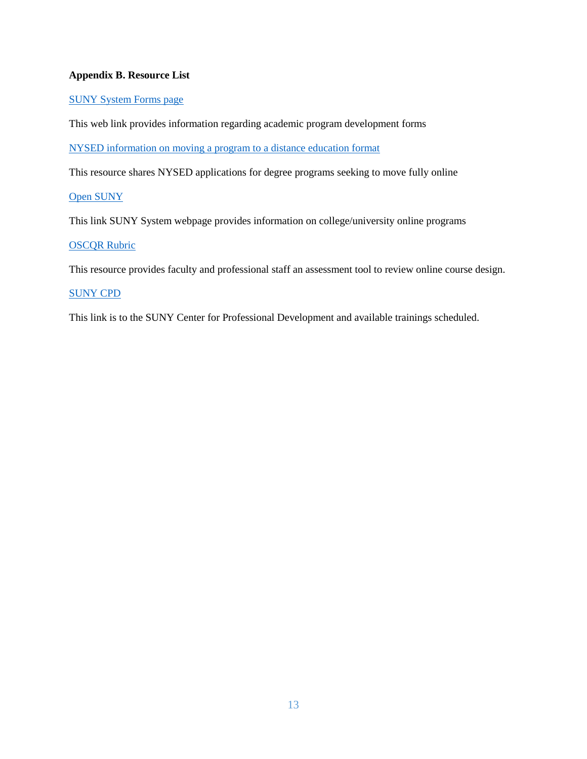**Appendix B. Resource List**

SUNY System Forms page

This web link provides information regarding academic program development forms

NYSED information on moving a program to a distance education format

This resource shares NYSED applications for degree programs seeking to move fully online

Open SUNY

This link SUNY System webpage provides information on college/university online programs

OSCQR Rubric

This resource provides faculty and professional staff an assessment tool to review online course design.

SUNY CPD

This link is to the SUNY Center for Professional Development and available trainings scheduled.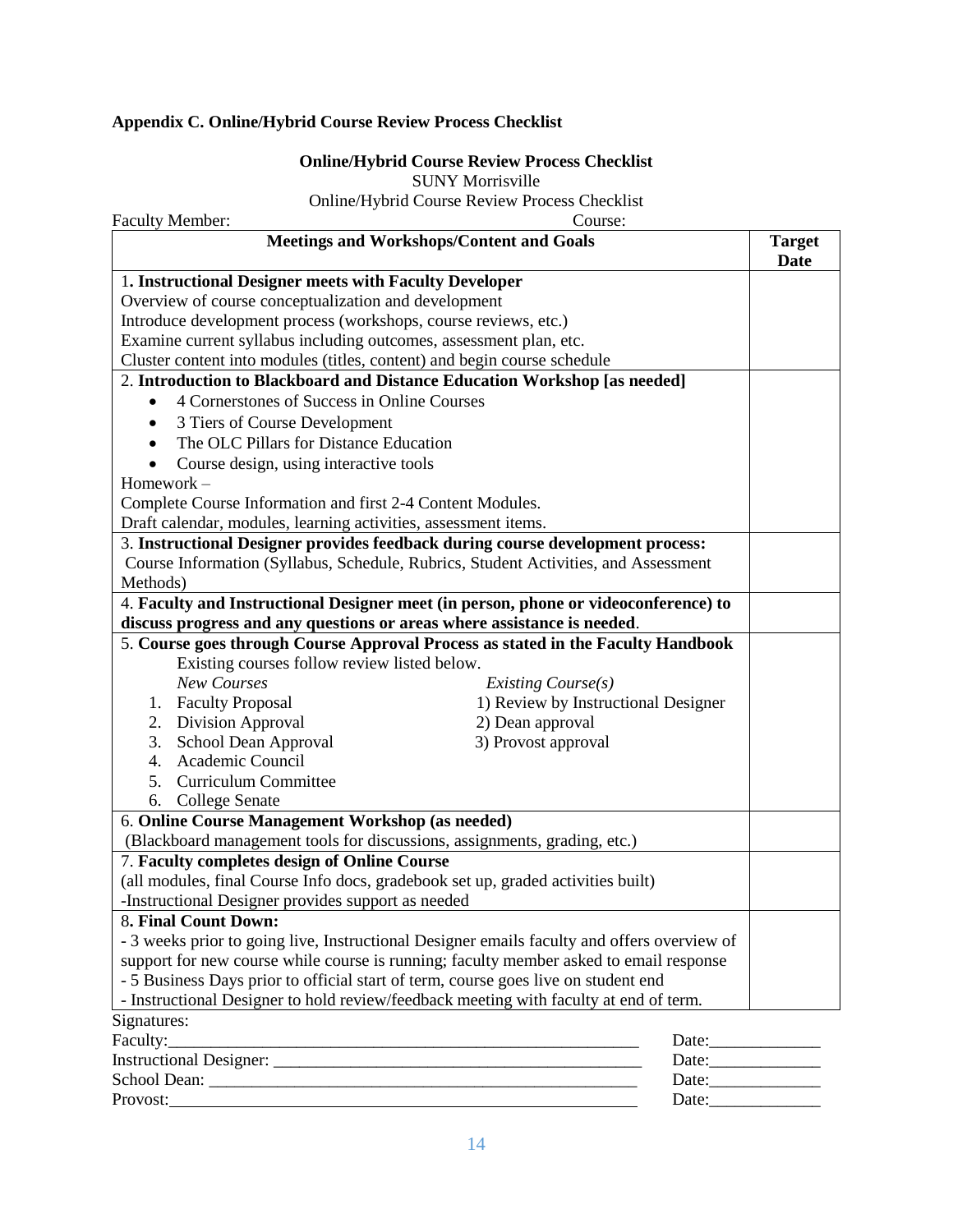**Appendix C. Online/Hybrid Course Review Process Checklist**

**Online/Hybrid Course Review Process Checklist**

SUNY Morrisville

Online/Hybrid Course Review Process Checklist

Faculty Member: Course:

| **Meetings and Workshops/Content and Goals** | **Target Date** |
|---|---|
| 1**. Instructional Designer meets with Faculty Developer**<br>Overview of course conceptualization and development<br>Introduce development process (workshops, course reviews, etc.)<br>Examine current syllabus including outcomes, assessment plan, etc.<br>Cluster content into modules (titles, content) and begin course schedule | |
| 2. **Introduction to Blackboard and Distance Education Workshop [as needed]**<br>• 4 Cornerstones of Success in Online Courses<br>• 3 Tiers of Course Development<br>• The OLC Pillars for Distance Education<br>• Course design, using interactive tools<br>Homework –<br>Complete Course Information and first 2-4 Content Modules.<br>Draft calendar, modules, learning activities, assessment items. | |
| 3. **Instructional Designer provides feedback during course development process:**<br>Course Information (Syllabus, Schedule, Rubrics, Student Activities, and Assessment Methods) | |
| 4. **Faculty and Instructional Designer meet (in person, phone or videoconference) to discuss progress and any questions or areas where assistance is needed**. | |
| 5. **Course goes through Course Approval Process as stated in the Faculty Handbook**<br>Existing courses follow review listed below.<br>*New Courses*: 1. Faculty Proposal; 2. Division Approval; 3. School Dean Approval; 4. Academic Council; 5. Curriculum Committee; 6. College Senate<br>*Existing Course(s)*: 1) Review by Instructional Designer; 2) Dean approval; 3) Provost approval | |
| 6. **Online Course Management Workshop (as needed)**<br>(Blackboard management tools for discussions, assignments, grading, etc.) | |
| 7. **Faculty completes design of Online Course**<br>(all modules, final Course Info docs, gradebook set up, graded activities built)<br>-Instructional Designer provides support as needed | |
| 8**. Final Count Down:**<br>- 3 weeks prior to going live, Instructional Designer emails faculty and offers overview of support for new course while course is running; faculty member asked to email response<br>- 5 Business Days prior to official start of term, course goes live on student end<br>- Instructional Designer to hold review/feedback meeting with faculty at end of term. | |

Signatures:

Faculty:_______________________________________________ Date:_____________

Instructional Designer: ________________________________ Date:_____________

School Dean: __________________________________________ Date:_____________

Provost:_______________________________________________ Date:_____________